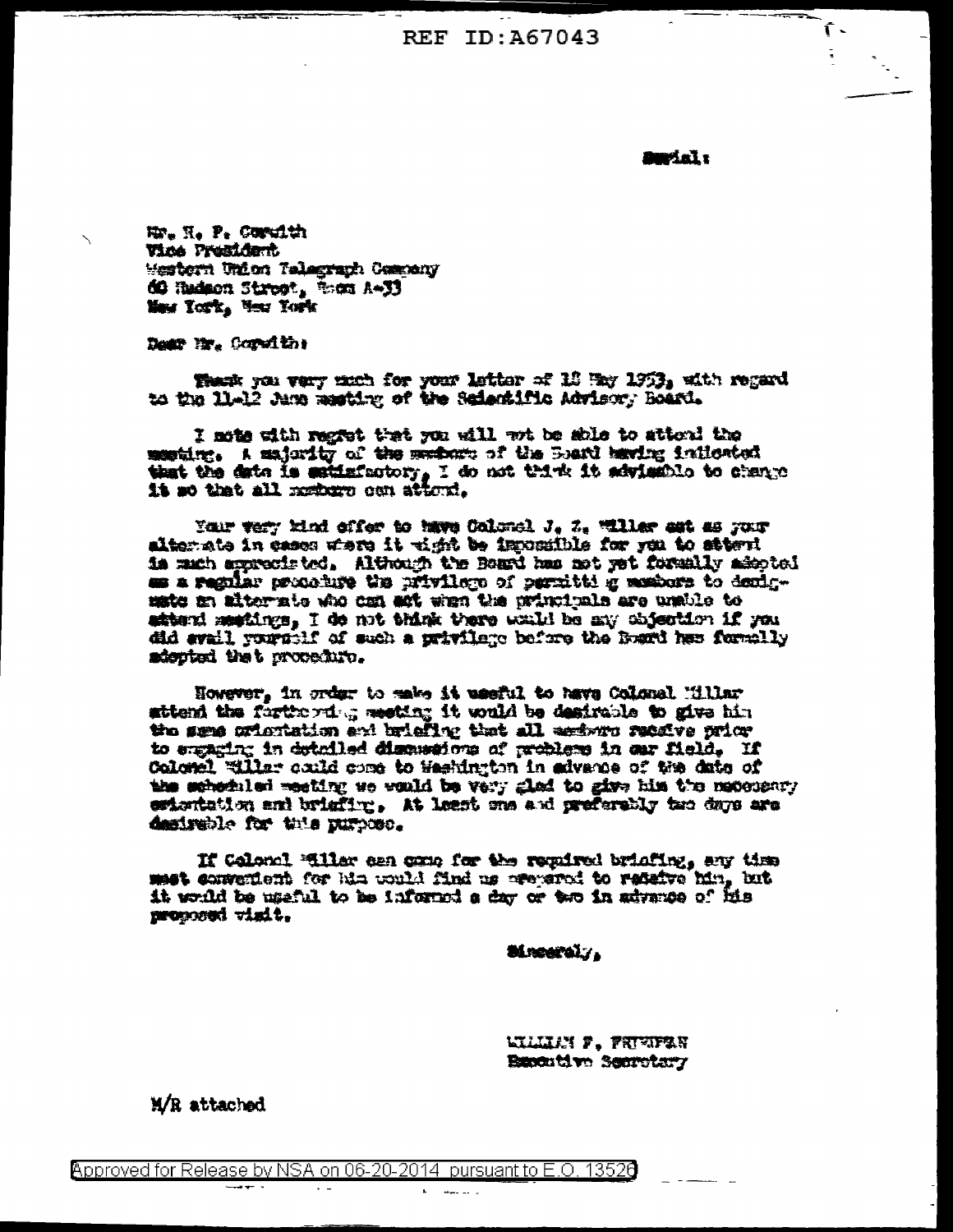REF ID:A67043

Serial:

Mr. H. P. Corwith
Vice President
Western Union Telegraph Company
60 Hudson Street, Room A-33
New York, New York

Dear Mr. Corwith:

Thank you very much for your letter of 18 May 1953, with regard to the 11-12 June meeting of the Scientific Advisory Board.

I note with regret that you will not be able to attend the meeting. A majority of the members of the Board having indicated that the date is satisfactory, I do not think it advisable to change it so that all members can attend.

Your very kind offer to have Colonel J. Z. Millar act as your alternate in cases where it might be impossible for you to attend is much appreciated. Although the Board has not yet formally adopted as a regular procedure the privilege of permitting members to designate an alternate who can act when the principals are unable to attend meetings, I do not think there would be any objection if you did avail yourself of such a privilege before the Board has formally adopted that procedure.

However, in order to make it useful to have Colonel Millar attend the forthcoming meeting it would be desirable to give him the same orientation and briefing that all members receive prior to engaging in detailed discussions of problems in our field. If Colonel Millar could come to Washington in advance of the date of the scheduled meeting we would be very glad to give him the necessary orientation and briefing. At least one and preferably two days are desirable for this purpose.

If Colonel Millar can come for the required briefing, any time most convenient for him would find us prepared to receive him, but it would be useful to be informed a day or two in advance of his proposed visit.

Sincerely,

WILLIAM F. FRIEDMAN
Executive Secretary

M/R attached

Approved for Release by NSA on 06-20-2014 pursuant to E.O. 13526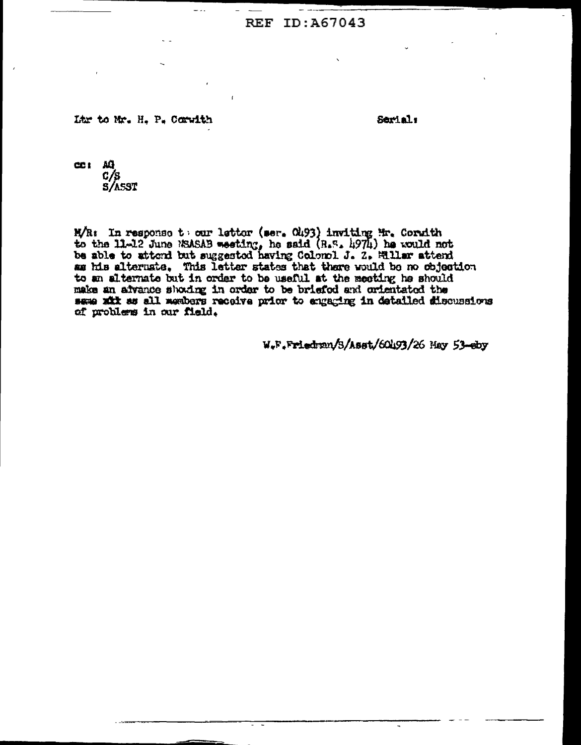REF ID:A67043

Ltr to Mr. H. P. Corwith

Serial:

cc: AG
C/S
S/ASST

M/R: In response to our letter (ser. 0493) inviting Mr. Corwith to the 11-12 June NSASAB meeting, he said (R.S. 4974) he would not be able to attend but suggested having Colonel J. Z. Miller attend as his alternate. This letter states that there would be no objection to an alternate but in order to be useful at the meeting he should make an advance showing in order to be briefed and orientated the same xxx as all members receive prior to engaging in detailed discussions of problems in our field.

W.F.Friedman/S/Asst/60493/26 May 53-eby